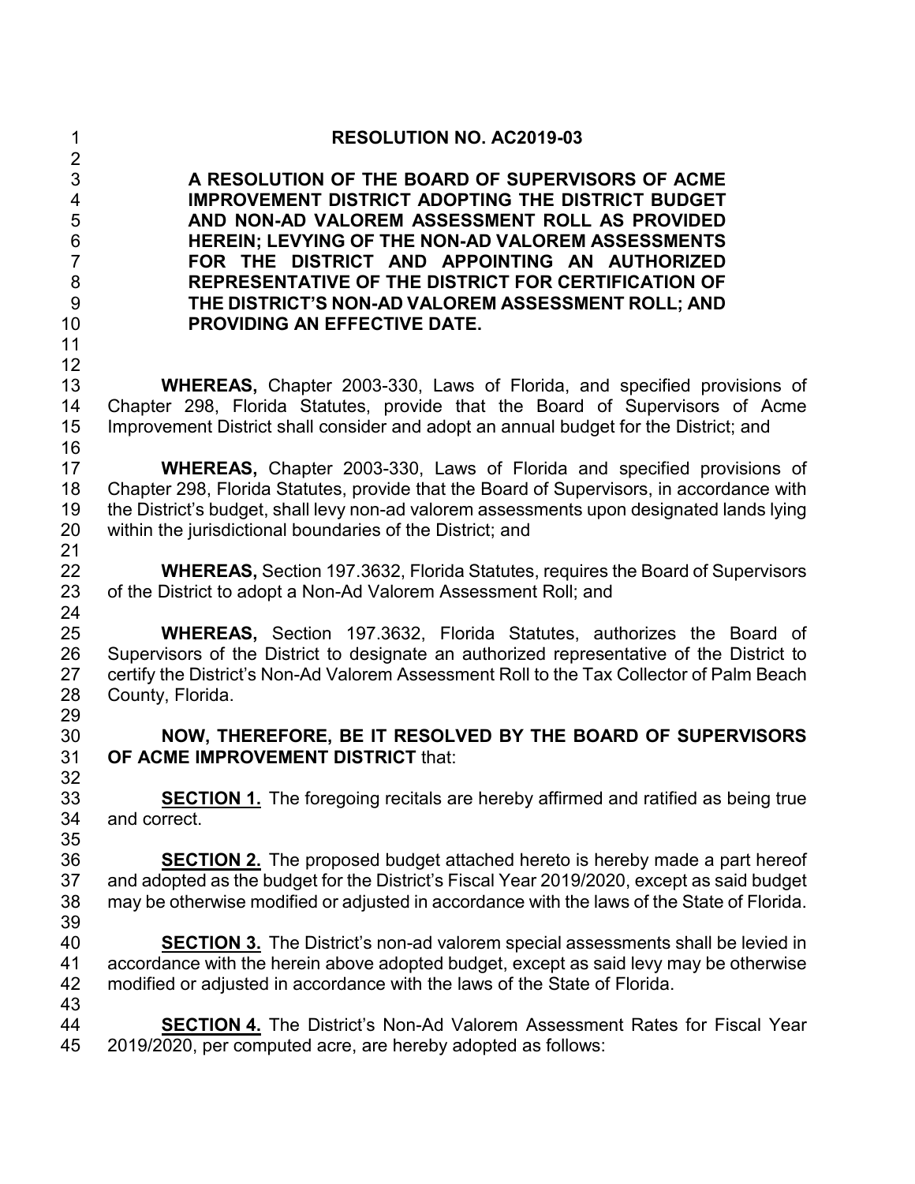# RESOLUTION NO. AC2019-03

**A RESOLUTION OF THE BOARD OF SUPERVISORS OF ACME IMPROVEMENT DISTRICT ADOPTING THE DISTRICT BUDGET AND NON-AD VALOREM ASSESSMENT ROLL AS PROVIDED HEREIN; LEVYING OF THE NON-AD VALOREM ASSESSMENTS FOR THE DISTRICT AND APPOINTING AN AUTHORIZED REPRESENTATIVE OF THE DISTRICT FOR CERTIFICATION OF THE DISTRICT'S NON-AD VALOREM ASSESSMENT ROLL; AND PROVIDING AN EFFECTIVE DATE.**

**WHEREAS,** Chapter 2003-330, Laws of Florida, and specified provisions of Chapter 298, Florida Statutes, provide that the Board of Supervisors of Acme Improvement District shall consider and adopt an annual budget for the District; and

**WHEREAS,** Chapter 2003-330, Laws of Florida and specified provisions of Chapter 298, Florida Statutes, provide that the Board of Supervisors, in accordance with the District's budget, shall levy non-ad valorem assessments upon designated lands lying within the jurisdictional boundaries of the District; and

**WHEREAS,** Section 197.3632, Florida Statutes, requires the Board of Supervisors of the District to adopt a Non-Ad Valorem Assessment Roll; and

**WHEREAS,** Section 197.3632, Florida Statutes, authorizes the Board of Supervisors of the District to designate an authorized representative of the District to certify the District's Non-Ad Valorem Assessment Roll to the Tax Collector of Palm Beach County, Florida.

**NOW, THEREFORE, BE IT RESOLVED BY THE BOARD OF SUPERVISORS OF ACME IMPROVEMENT DISTRICT** that:

**SECTION 1.** The foregoing recitals are hereby affirmed and ratified as being true and correct.

**SECTION 2.** The proposed budget attached hereto is hereby made a part hereof and adopted as the budget for the District's Fiscal Year 2019/2020, except as said budget may be otherwise modified or adjusted in accordance with the laws of the State of Florida.

**SECTION 3.** The District's non-ad valorem special assessments shall be levied in accordance with the herein above adopted budget, except as said levy may be otherwise modified or adjusted in accordance with the laws of the State of Florida.

**SECTION 4.** The District's Non-Ad Valorem Assessment Rates for Fiscal Year 2019/2020, per computed acre, are hereby adopted as follows: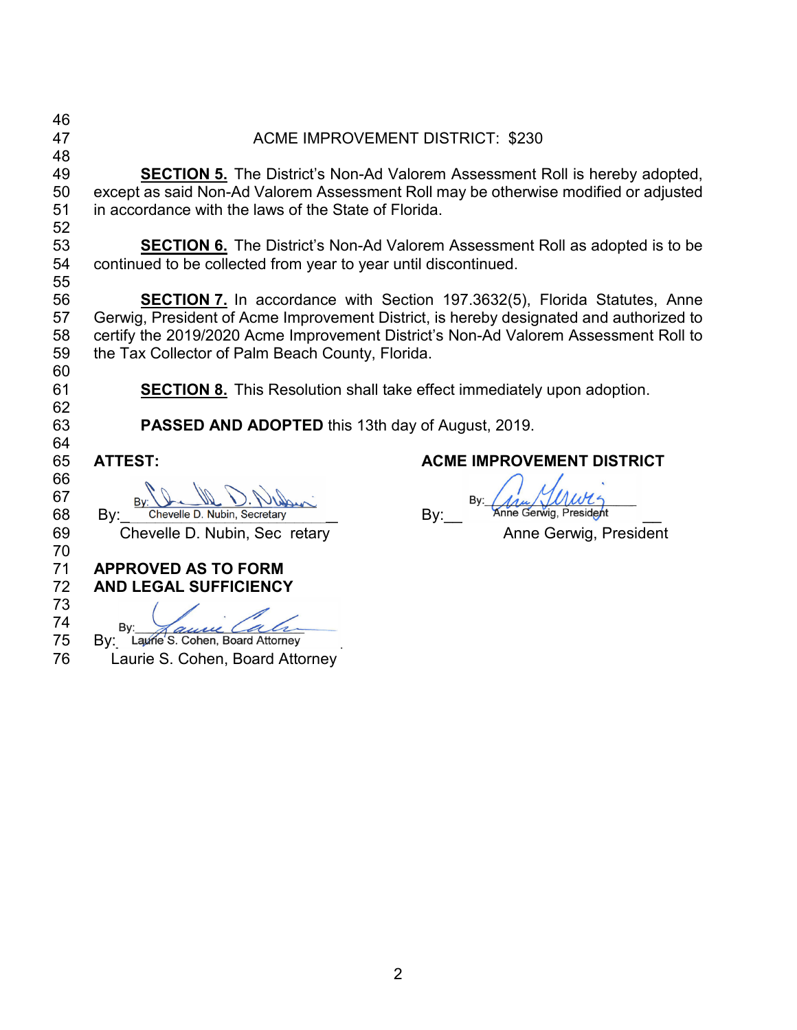ACME IMPROVEMENT DISTRICT: $230

**SECTION 5.** The District's Non-Ad Valorem Assessment Roll is hereby adopted, except as said Non-Ad Valorem Assessment Roll may be otherwise modified or adjusted in accordance with the laws of the State of Florida.

**SECTION 6.** The District's Non-Ad Valorem Assessment Roll as adopted is to be continued to be collected from year to year until discontinued.

**SECTION 7.** In accordance with Section 197.3632(5), Florida Statutes, Anne Gerwig, President of Acme Improvement District, is hereby designated and authorized to certify the 2019/2020 Acme Improvement District's Non-Ad Valorem Assessment Roll to the Tax Collector of Palm Beach County, Florida.

**SECTION 8.** This Resolution shall take effect immediately upon adoption.

**PASSED AND ADOPTED** this 13th day of August, 2019.

**ATTEST:**

By: Chevelle D. Nubin, Secretary
Chevelle D. Nubin, Secretary

**ACME IMPROVEMENT DISTRICT**

By: Anne Gerwig, President
Anne Gerwig, President

**APPROVED AS TO FORM AND LEGAL SUFFICIENCY**

By: Laurie S. Cohen, Board Attorney
Laurie S. Cohen, Board Attorney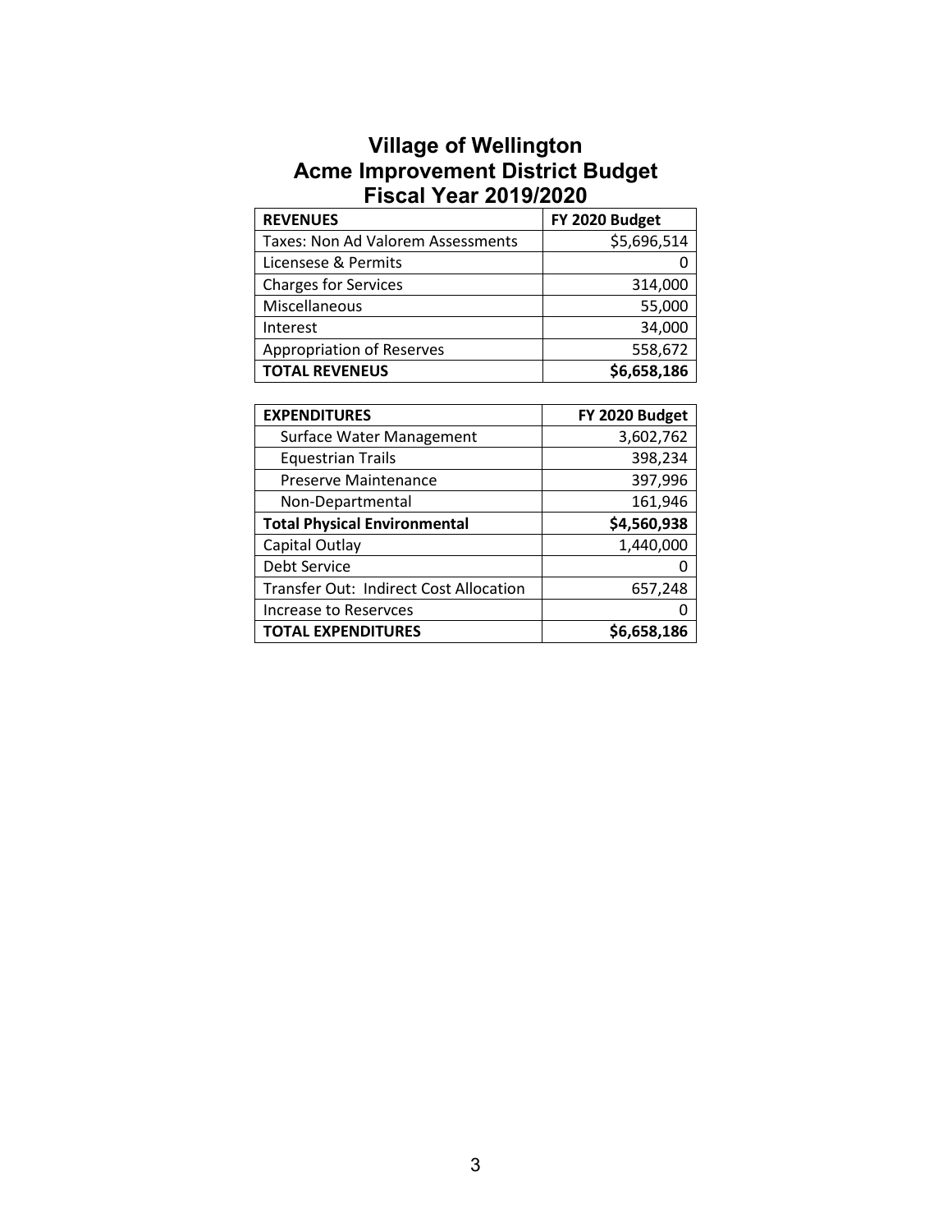# Village of Wellington
# Acme Improvement District Budget
# Fiscal Year 2019/2020

| **REVENUES** | **FY 2020 Budget** |
|---|---:|
| Taxes: Non Ad Valorem Assessments | $5,696,514 |
| Licensese & Permits | 0 |
| Charges for Services | 314,000 |
| Miscellaneous | 55,000 |
| Interest | 34,000 |
| Appropriation of Reserves | 558,672 |
| **TOTAL REVENEUS** | **$6,658,186** |

| **EXPENDITURES** | **FY 2020 Budget** |
|---|---:|
| Surface Water Management | 3,602,762 |
| Equestrian Trails | 398,234 |
| Preserve Maintenance | 397,996 |
| Non-Departmental | 161,946 |
| **Total Physical Environmental** | **$4,560,938** |
| Capital Outlay | 1,440,000 |
| Debt Service | 0 |
| Transfer Out: Indirect Cost Allocation | 657,248 |
| Increase to Reservces | 0 |
| **TOTAL EXPENDITURES** | **$6,658,186** |